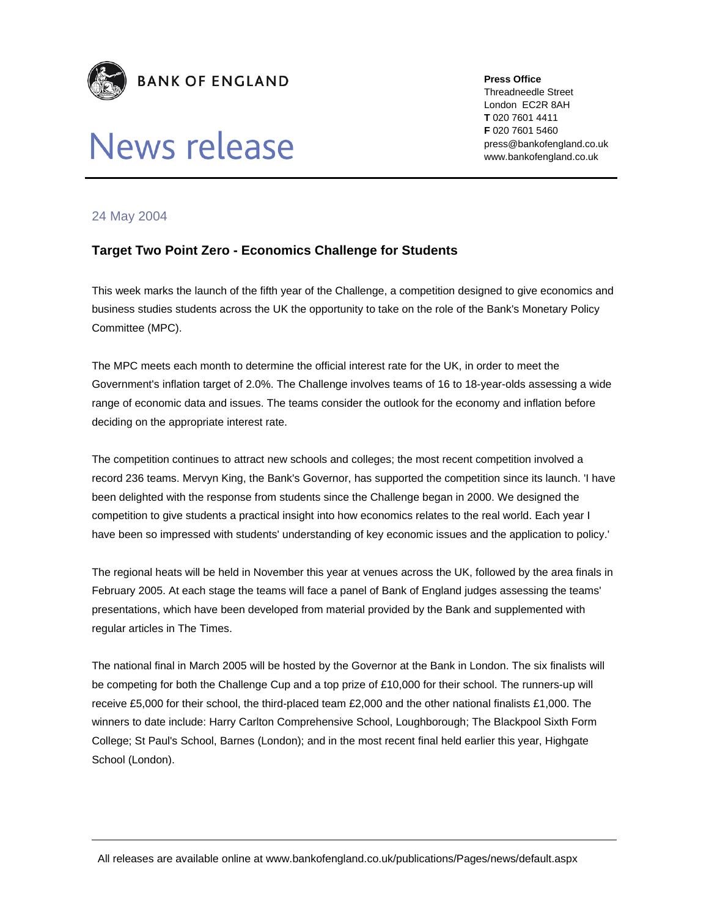**BANK OF ENGLAND**

# News release

**Press Office**
Threadneedle Street
London EC2R 8AH
**T** 020 7601 4411
**F** 020 7601 5460
press@bankofengland.co.uk
www.bankofengland.co.uk

24 May 2004

## Target Two Point Zero - Economics Challenge for Students

This week marks the launch of the fifth year of the Challenge, a competition designed to give economics and business studies students across the UK the opportunity to take on the role of the Bank's Monetary Policy Committee (MPC).

The MPC meets each month to determine the official interest rate for the UK, in order to meet the Government's inflation target of 2.0%. The Challenge involves teams of 16 to 18-year-olds assessing a wide range of economic data and issues. The teams consider the outlook for the economy and inflation before deciding on the appropriate interest rate.

The competition continues to attract new schools and colleges; the most recent competition involved a record 236 teams. Mervyn King, the Bank's Governor, has supported the competition since its launch. 'I have been delighted with the response from students since the Challenge began in 2000. We designed the competition to give students a practical insight into how economics relates to the real world. Each year I have been so impressed with students' understanding of key economic issues and the application to policy.'

The regional heats will be held in November this year at venues across the UK, followed by the area finals in February 2005. At each stage the teams will face a panel of Bank of England judges assessing the teams' presentations, which have been developed from material provided by the Bank and supplemented with regular articles in The Times.

The national final in March 2005 will be hosted by the Governor at the Bank in London. The six finalists will be competing for both the Challenge Cup and a top prize of £10,000 for their school. The runners-up will receive £5,000 for their school, the third-placed team £2,000 and the other national finalists £1,000. The winners to date include: Harry Carlton Comprehensive School, Loughborough; The Blackpool Sixth Form College; St Paul's School, Barnes (London); and in the most recent final held earlier this year, Highgate School (London).

All releases are available online at www.bankofengland.co.uk/publications/Pages/news/default.aspx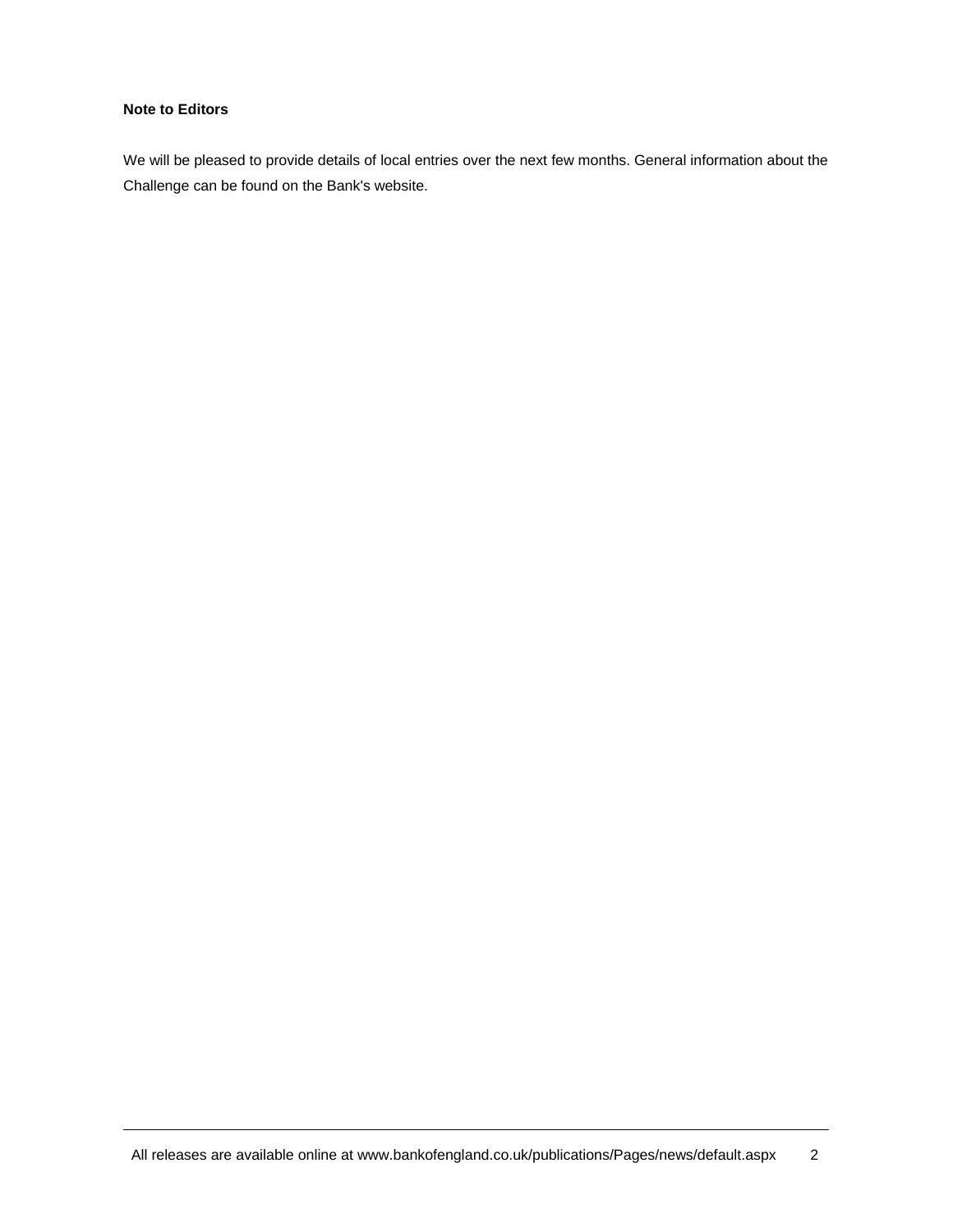**Note to Editors**

We will be pleased to provide details of local entries over the next few months. General information about the Challenge can be found on the Bank's website.